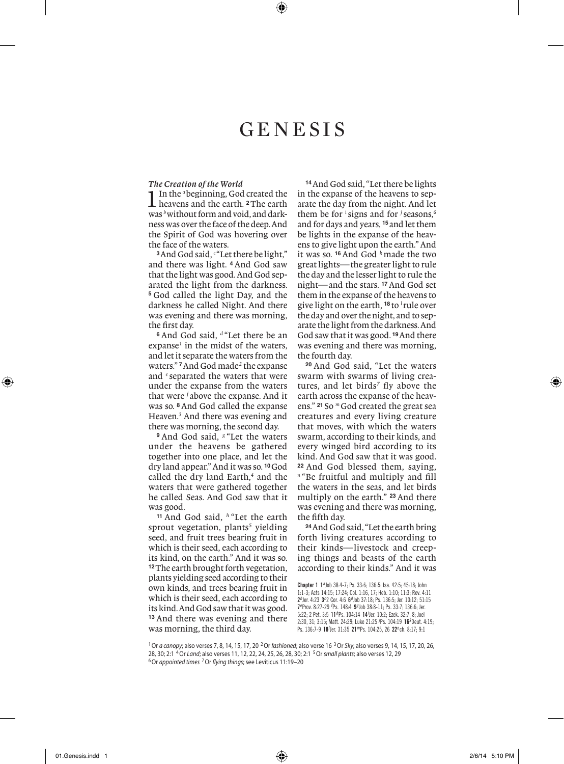# GENESIS

### *The Creation of the World*

**1** In the [a]beginning, God created the heavens and the earth. **2** The earth was [b]without form and void, and darkness was over the face of the deep. And the Spirit of God was hovering over the face of the waters.

**3** And God said, [c]"Let there be light," and there was light. **4** And God saw that the light was good. And God separated the light from the darkness. **5** God called the light Day, and the darkness he called Night. And there was evening and there was morning, the first day.

**6** And God said, [d]"Let there be an expanse[1] in the midst of the waters, and let it separate the waters from the waters." **7** And God made[2] the expanse and [e]separated the waters that were under the expanse from the waters that were [f]above the expanse. And it was so. **8** And God called the expanse Heaven.[3] And there was evening and there was morning, the second day.

**9** And God said, [g]"Let the waters under the heavens be gathered together into one place, and let the dry land appear." And it was so. **10** God called the dry land Earth,[4] and the waters that were gathered together he called Seas. And God saw that it was good.

**11** And God said, [h]"Let the earth sprout vegetation, plants[5] yielding seed, and fruit trees bearing fruit in which is their seed, each according to its kind, on the earth." And it was so. **12** The earth brought forth vegetation, plants yielding seed according to their own kinds, and trees bearing fruit in which is their seed, each according to its kind. And God saw that it was good. **13** And there was evening and there was morning, the third day.

**14** And God said, "Let there be lights in the expanse of the heavens to separate the day from the night. And let them be for [i]signs and for [j]seasons,[6] and for days and years, **15** and let them be lights in the expanse of the heavens to give light upon the earth." And it was so. **16** And God [k]made the two great lights—the greater light to rule the day and the lesser light to rule the night—and the stars. **17** And God set them in the expanse of the heavens to give light on the earth, **18** to [l]rule over the day and over the night, and to separate the light from the darkness. And God saw that it was good. **19** And there was evening and there was morning, the fourth day.

**20** And God said, "Let the waters swarm with swarms of living creatures, and let birds[7] fly above the earth across the expanse of the heavens." **21** So [m]God created the great sea creatures and every living creature that moves, with which the waters swarm, according to their kinds, and every winged bird according to its kind. And God saw that it was good. **22** And God blessed them, saying, [n]"Be fruitful and multiply and fill the waters in the seas, and let birds multiply on the earth." **23** And there was evening and there was morning, the fifth day.

**24** And God said, "Let the earth bring forth living creatures according to their kinds—livestock and creeping things and beasts of the earth according to their kinds." And it was

**Chapter 1** **1** [a]Job 38:4-7; Ps. 33:6; 136:5; Isa. 42:5; 45:18; John 1:1-3; Acts 14:15; 17:24; Col. 1:16, 17; Heb. 1:10; 11:3; Rev. 4:11 **2** [b]Jer. 4:23 **3** [c]2 Cor. 4:6 **6** [d]Job 37:18; Ps. 136:5; Jer. 10:12; 51:15 **7** [e]Prov. 8:27-29 [f]Ps. 148:4 **9** [g]Job 38:8-11; Ps. 33:7; 136:6; Jer. 5:22; 2 Pet. 3:5 **11** [h]Ps. 104:14 **14** [i]Jer. 10:2; Ezek. 32:7, 8; Joel 2:30, 31; 3:15; Matt. 24:29; Luke 21:25 [j]Ps. 104:19 **16** [k]Deut. 4:19; Ps. 136:7-9 **18** [l]Jer. 31:35 **21** [m]Ps. 104:25, 26 **22** [n]ch. 8:17; 9:1

[1] Or *a canopy*; also verses 7, 8, 14, 15, 17, 20 [2] Or *fashioned*; also verse 16 [3] Or *Sky*; also verses 9, 14, 15, 17, 20, 26, 28, 30; 2:1 [4] Or *Land*; also verses 11, 12, 22, 24, 25, 26, 28, 30; 2:1 [5] Or *small plants*; also verses 12, 29
[6] Or *appointed times* [7] Or *flying things*; see Leviticus 11:19–20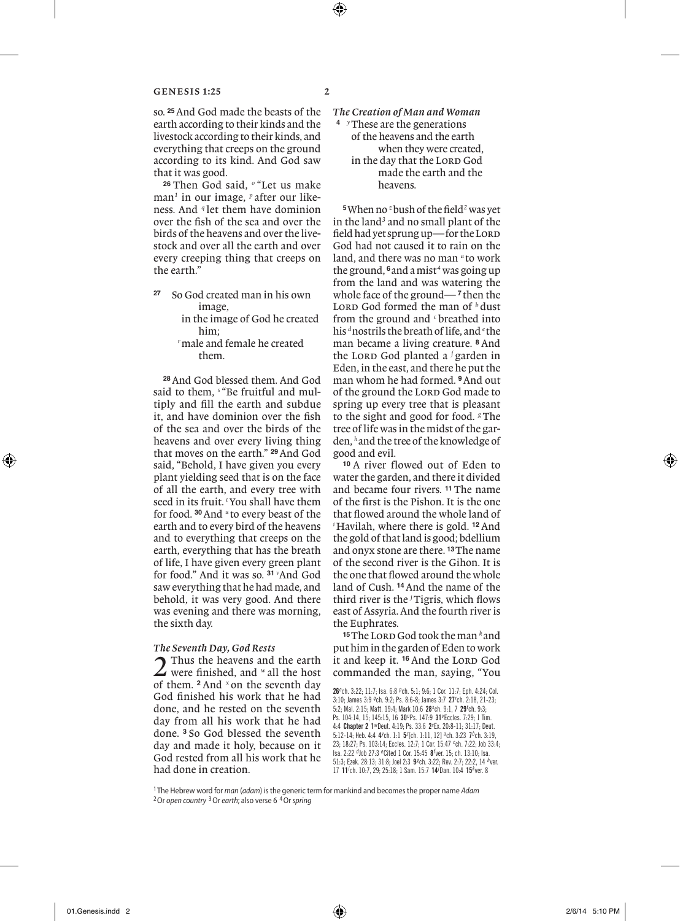so. **25** And God made the beasts of the earth according to their kinds and the livestock according to their kinds, and everything that creeps on the ground according to its kind. And God saw that it was good.

**26** Then God said, [o] "Let us make man[1] in our image, [p] after our likeness. And [q] let them have dominion over the fish of the sea and over the birds of the heavens and over the livestock and over all the earth and over every creeping thing that creeps on the earth."

> **27** So God created man in his own image,
> in the image of God he created him;
> [r] male and female he created them.

**28** And God blessed them. And God said to them, [s] "Be fruitful and multiply and fill the earth and subdue it, and have dominion over the fish of the sea and over the birds of the heavens and over every living thing that moves on the earth." **29** And God said, "Behold, I have given you every plant yielding seed that is on the face of all the earth, and every tree with seed in its fruit. [t] You shall have them for food. **30** And [u] to every beast of the earth and to every bird of the heavens and to everything that creeps on the earth, everything that has the breath of life, I have given every green plant for food." And it was so. **31** [v] And God saw everything that he had made, and behold, it was very good. And there was evening and there was morning, the sixth day.

### *The Seventh Day, God Rests*

**2** Thus the heavens and the earth were finished, and [w] all the host of them. **2** And [x] on the seventh day God finished his work that he had done, and he rested on the seventh day from all his work that he had done. **3** So God blessed the seventh day and made it holy, because on it God rested from all his work that he had done in creation.

### *The Creation of Man and Woman*

> **4** [y] These are the generations
> of the heavens and the earth when they were created,
> in the day that the LORD God made the earth and the heavens.

**5** When no [z] bush of the field[2] was yet in the land[3] and no small plant of the field had yet sprung up—for the LORD God had not caused it to rain on the land, and there was no man [a] to work the ground, **6** and a mist[4] was going up from the land and was watering the whole face of the ground— **7** then the LORD God formed the man of [b] dust from the ground and [c] breathed into his [d] nostrils the breath of life, and [e] the man became a living creature. **8** And the LORD God planted a [f] garden in Eden, in the east, and there he put the man whom he had formed. **9** And out of the ground the LORD God made to spring up every tree that is pleasant to the sight and good for food. [g] The tree of life was in the midst of the garden, [h] and the tree of the knowledge of good and evil.

**10** A river flowed out of Eden to water the garden, and there it divided and became four rivers. **11** The name of the first is the Pishon. It is the one that flowed around the whole land of [i] Havilah, where there is gold. **12** And the gold of that land is good; bdellium and onyx stone are there. **13** The name of the second river is the Gihon. It is the one that flowed around the whole land of Cush. **14** And the name of the third river is the [j] Tigris, which flows east of Assyria. And the fourth river is the Euphrates.

**15** The LORD God took the man [k] and put him in the garden of Eden to work it and keep it. **16** And the LORD God commanded the man, saying, "You

**26** [o] ch. 3:22; 11:7; Isa. 6:8 [p] ch. 5:1; 9:6; 1 Cor. 11:7; Eph. 4:24; Col. 3:10; James 3:9 [q] ch. 9:2; Ps. 8:6-8; James 3:7 **27** [r] ch. 2:18, 21-23; 5:2; Mal. 2:15; Matt. 19:4; Mark 10:6 **28** [s] ch. 9:1, 7 **29** [t] ch. 9:3; Ps. 104:14, 15; 145:15, 16 **30** [u] Ps. 147:9 **31** [v] Eccles. 7:29; 1 Tim. 4:4 **Chapter 2 1** [w] Deut. 4:19; Ps. 33:6 **2** [x] Ex. 20:8-11; 31:17; Deut. 5:12-14; Heb. 4:4 **4** [y] ch. 1:1 **5** [z] [ch. 1:11, 12] [a] ch. 3:23 **7** [b] ch. 3:19, 23; 18:27; Ps. 103:14; Eccles. 12:7; 1 Cor. 15:47 [c] ch. 7:22; Job 33:4; Isa. 2:22 [d] Job 27:3 [e] Cited 1 Cor. 15:45 **8** [f] ver. 15; ch. 13:10; Isa. 51:3; Ezek. 28:13; 31:8; Joel 2:3 **9** [g] ch. 3:22; Rev. 2:7; 22:2, 14 [h] ver. 17 **11** [i] ch. 10:7, 29; 25:18; 1 Sam. 15:7 **14** [j] Dan. 10:4 **15** [k] ver. 8

[1] The Hebrew word for *man* (*adam*) is the generic term for mankind and becomes the proper name *Adam*
[2] Or *open country* [3] Or *earth*; also verse 6 [4] Or *spring*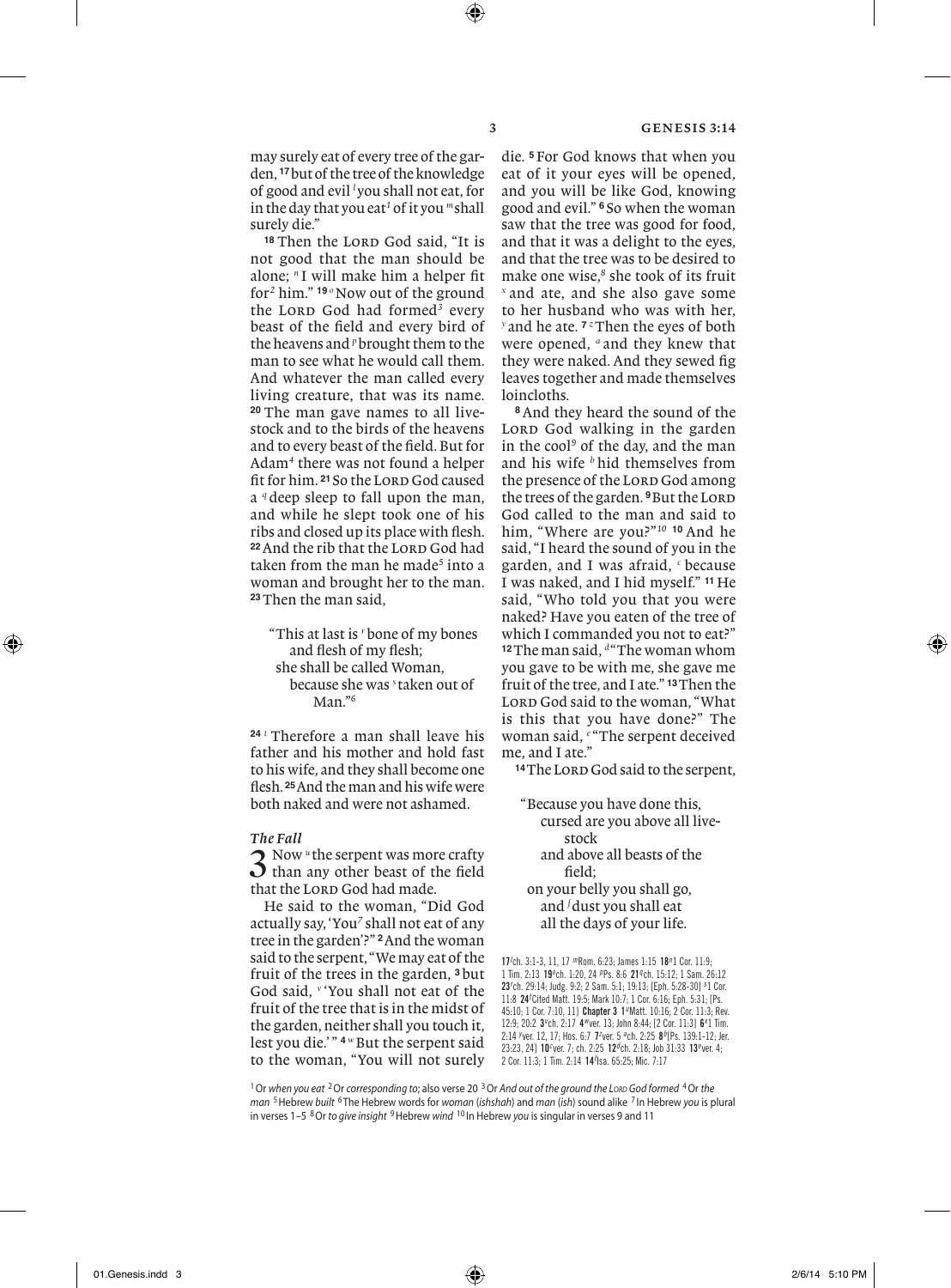may surely eat of every tree of the garden, **17** but of the tree of the knowledge of good and evil [l] you shall not eat, for in the day that you eat[1] of it you [m] shall surely die."

**18** Then the LORD God said, "It is not good that the man should be alone; [n] I will make him a helper fit for[2] him." **19** [o] Now out of the ground the LORD God had formed[3] every beast of the field and every bird of the heavens and [p] brought them to the man to see what he would call them. And whatever the man called every living creature, that was its name. **20** The man gave names to all livestock and to the birds of the heavens and to every beast of the field. But for Adam[4] there was not found a helper fit for him. **21** So the LORD God caused a [q] deep sleep to fall upon the man, and while he slept took one of his ribs and closed up its place with flesh. **22** And the rib that the LORD God had taken from the man he made[5] into a woman and brought her to the man. **23** Then the man said,

> "This at last is [r] bone of my bones
> and flesh of my flesh;
> she shall be called Woman,
> because she was [s] taken out of Man."[6]

**24** [t] Therefore a man shall leave his father and his mother and hold fast to his wife, and they shall become one flesh. **25** And the man and his wife were both naked and were not ashamed.

### *The Fall*

**3** Now [u] the serpent was more crafty than any other beast of the field that the LORD God had made.

He said to the woman, "Did God actually say, 'You[7] shall not eat of any tree in the garden'?" **2** And the woman said to the serpent, "We may eat of the fruit of the trees in the garden, **3** but God said, [v] 'You shall not eat of the fruit of the tree that is in the midst of the garden, neither shall you touch it, lest you die.' " **4** [w] But the serpent said to the woman, "You will not surely die. **5** For God knows that when you eat of it your eyes will be opened, and you will be like God, knowing good and evil." **6** So when the woman saw that the tree was good for food, and that it was a delight to the eyes, and that the tree was to be desired to make one wise,[8] she took of its fruit [x] and ate, and she also gave some to her husband who was with her, [y] and he ate. **7** [z] Then the eyes of both were opened, [a] and they knew that they were naked. And they sewed fig leaves together and made themselves loincloths.

**8** And they heard the sound of the LORD God walking in the garden in the cool[9] of the day, and the man and his wife [b] hid themselves from the presence of the LORD God among the trees of the garden. **9** But the LORD God called to the man and said to him, "Where are you?"[10] **10** And he said, "I heard the sound of you in the garden, and I was afraid, [c] because I was naked, and I hid myself." **11** He said, "Who told you that you were naked? Have you eaten of the tree of which I commanded you not to eat?" **12** The man said, [d] "The woman whom you gave to be with me, she gave me fruit of the tree, and I ate." **13** Then the LORD God said to the woman, "What is this that you have done?" The woman said, [e] "The serpent deceived me, and I ate."

**14** The LORD God said to the serpent,

> "Because you have done this,
> cursed are you above all livestock
> and above all beasts of the field;
> on your belly you shall go,
> and [f] dust you shall eat
> all the days of your life.

**17** [l] ch. 3:1-3, 11, 17 [m] Rom. 6:23; James 1:15 **18** [n] 1 Cor. 11:9; 1 Tim. 2:13 **19** [o] ch. 1:20, 24 [p] Ps. 8:6 **21** [q] ch. 15:12; 1 Sam. 26:12 **23** [r] ch. 29:14; Judg. 9:2; 2 Sam. 5:1; 19:13; [Eph. 5:28-30] [s] 1 Cor. 11:8 **24** [t] Cited Matt. 19:5; Mark 10:7; 1 Cor. 6:16; Eph. 5:31; [Ps. 45:10; 1 Cor. 7:10, 11] **Chapter 3 1** [u] Matt. 10:16; 2 Cor. 11:3; Rev. 12:9; 20:2 **3** [v] ch. 2:17 **4** [w] ver. 13; John 8:44; [2 Cor. 11:3] **6** [x] 1 Tim. 2:14 [y] ver. 12, 17; Hos. 6:7 **7** [z] ver. 5 [a] ch. 2:25 **8** [b] [Ps. 139:1-12; Jer. 23:23, 24] **10** [c] ver. 7; ch. 2:25 **12** [d] ch. 2:18; Job 31:33 **13** [e] ver. 4; 2 Cor. 11:3; 1 Tim. 2:14 **14** [f] Isa. 65:25; Mic. 7:17

[1] Or *when you eat* [2] Or *corresponding to*; also verse 20 [3] Or *And out of the ground the LORD God formed* [4] Or *the man* [5] Hebrew *built* [6] The Hebrew words for *woman* (*ishshah*) and *man* (*ish*) sound alike [7] In Hebrew *you* is plural in verses 1–5 [8] Or *to give insight* [9] Hebrew *wind* [10] In Hebrew *you* is singular in verses 9 and 11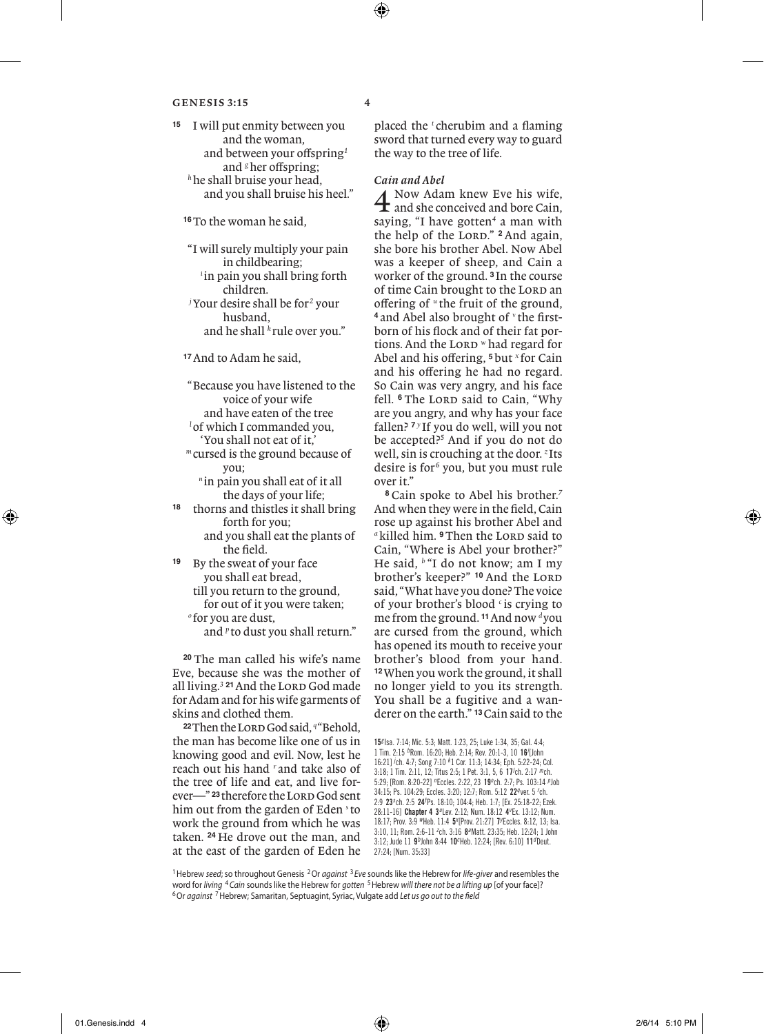[15] I will put enmity between you
and the woman,
and between your offspring[1]
and [g] her offspring;
[h] he shall bruise your head,
and you shall bruise his heel."

[16] To the woman he said,

"I will surely multiply your pain
in childbearing;
[i] in pain you shall bring forth
children.
[j] Your desire shall be for[2] your
husband,
and he shall [k] rule over you."

[17] And to Adam he said,

"Because you have listened to the
voice of your wife
and have eaten of the tree
[l] of which I commanded you,
'You shall not eat of it,'
[m] cursed is the ground because of
you;
[n] in pain you shall eat of it all
the days of your life;
[18] thorns and thistles it shall bring
forth for you;
and you shall eat the plants of
the field.
[19] By the sweat of your face
you shall eat bread,
till you return to the ground,
for out of it you were taken;
[o] for you are dust,
and [p] to dust you shall return."

[20] The man called his wife's name Eve, because she was the mother of all living.[3] [21] And the LORD God made for Adam and for his wife garments of skins and clothed them.

[22] Then the LORD God said, [q] "Behold, the man has become like one of us in knowing good and evil. Now, lest he reach out his hand [r] and take also of the tree of life and eat, and live forever—" [23] therefore the LORD God sent him out from the garden of Eden [s] to work the ground from which he was taken. [24] He drove out the man, and at the east of the garden of Eden he placed the [t] cherubim and a flaming sword that turned every way to guard the way to the tree of life.

### *Cain and Abel*

**4** Now Adam knew Eve his wife, and she conceived and bore Cain, saying, "I have gotten[4] a man with the help of the LORD." [2] And again, she bore his brother Abel. Now Abel was a keeper of sheep, and Cain a worker of the ground. [3] In the course of time Cain brought to the LORD an offering of [u] the fruit of the ground, [4] and Abel also brought of [v] the firstborn of his flock and of their fat portions. And the LORD [w] had regard for Abel and his offering, [5] but [x] for Cain and his offering he had no regard. So Cain was very angry, and his face fell. [6] The LORD said to Cain, "Why are you angry, and why has your face fallen? [7] [y] If you do well, will you not be accepted?[5] And if you do not do well, sin is crouching at the door. [z] Its desire is for[6] you, but you must rule over it."

[8] Cain spoke to Abel his brother.[7] And when they were in the field, Cain rose up against his brother Abel and [a] killed him. [9] Then the LORD said to Cain, "Where is Abel your brother?" He said, [b] "I do not know; am I my brother's keeper?" [10] And the LORD said, "What have you done? The voice of your brother's blood [c] is crying to me from the ground. [11] And now [d] you are cursed from the ground, which has opened its mouth to receive your brother's blood from your hand. [12] When you work the ground, it shall no longer yield to you its strength. You shall be a fugitive and a wanderer on the earth." [13] Cain said to the

**15** [g]Isa. 7:14; Mic. 5:3; Matt. 1:23, 25; Luke 1:34, 35; Gal. 4:4; 1 Tim. 2:15 [h]Rom. 16:20; Heb. 2:14; Rev. 20:1-3, 10 **16** [i][John 16:21] [j]ch. 4:7; Song 7:10 [k]1 Cor. 11:3; 14:34; Eph. 5:22-24; Col. 3:18; 1 Tim. 2:11, 12; Titus 2:5; 1 Pet. 3:1, 5, 6 **17** [l]ch. 2:17 [m]ch. 5:29; [Rom. 8:20-22] [n]Eccles. 2:22, 23 **19** [o]ch. 2:7; Ps. 103:14 [p]Job 34:15; Ps. 104:29; Eccles. 3:20; 12:7; Rom. 5:12 **22** [q]ver. 5 [r]ch. 2:9 **23** [s]ch. 2:5 **24** [t]Ps. 18:10; 104:4; Heb. 1:7; [Ex. 25:18-22; Ezek. 28:11-16] **Chapter 4** **3** [u]Lev. 2:12; Num. 18:12 **4** [v]Ex. 13:12; Num. 18:17; Prov. 3:9 [w]Heb. 11:4 **5** [x][Prov. 21:27] **7** [y]Eccles. 8:12, 13; Isa. 3:10, 11; Rom. 2:6-11 [z]ch. 3:16 **8** [a]Matt. 23:35; Heb. 12:24; 1 John 3:12; Jude 11 **9** [b]John 8:44 **10** [c]Heb. 12:24; [Rev. 6:10] **11** [d]Deut. 27:24; [Num. 35:33]

[1] Hebrew *seed;* so throughout Genesis [2] Or *against* [3] *Eve* sounds like the Hebrew for *life-giver* and resembles the word for *living* [4] *Cain* sounds like the Hebrew for *gotten* [5] Hebrew *will there not be a lifting up* [of your face]? [6] Or *against* [7] Hebrew; Samaritan, Septuagint, Syriac, Vulgate add *Let us go out to the field*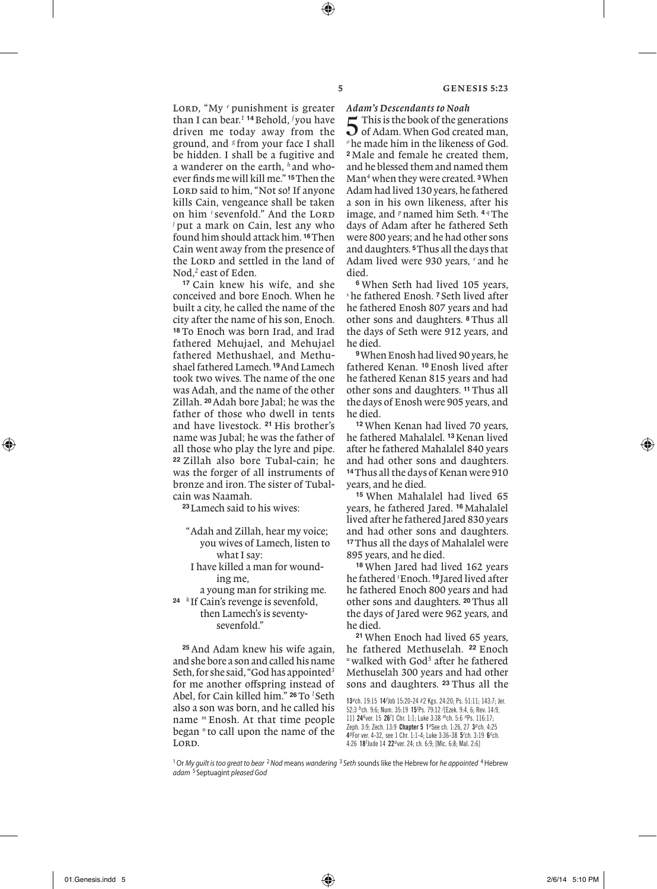LORD, "My [e] punishment is greater than I can bear.[1] [14] Behold, [f] you have driven me today away from the ground, and [g] from your face I shall be hidden. I shall be a fugitive and a wanderer on the earth, [h] and whoever finds me will kill me." [15] Then the LORD said to him, "Not so! If anyone kills Cain, vengeance shall be taken on him [i] sevenfold." And the LORD [j] put a mark on Cain, lest any who found him should attack him. [16] Then Cain went away from the presence of the LORD and settled in the land of Nod,[2] east of Eden.

[17] Cain knew his wife, and she conceived and bore Enoch. When he built a city, he called the name of the city after the name of his son, Enoch. [18] To Enoch was born Irad, and Irad fathered Mehujael, and Mehujael fathered Methushael, and Methushael fathered Lamech. [19] And Lamech took two wives. The name of the one was Adah, and the name of the other Zillah. [20] Adah bore Jabal; he was the father of those who dwell in tents and have livestock. [21] His brother's name was Jubal; he was the father of all those who play the lyre and pipe. [22] Zillah also bore Tubal-cain; he was the forger of all instruments of bronze and iron. The sister of Tubal-cain was Naamah.

[23] Lamech said to his wives:

> "Adah and Zillah, hear my voice;
> you wives of Lamech, listen to what I say:
> I have killed a man for wounding me,
> a young man for striking me.
> [24] [k] If Cain's revenge is sevenfold,
> then Lamech's is seventy-sevenfold."

[25] And Adam knew his wife again, and she bore a son and called his name Seth, for she said, "God has appointed[3] for me another offspring instead of Abel, for Cain killed him." [26] To [l] Seth also a son was born, and he called his name [m] Enosh. At that time people began [n] to call upon the name of the LORD.

### Adam's Descendants to Noah

**5** This is the book of the generations of Adam. When God created man, [o] he made him in the likeness of God. [2] Male and female he created them, and he blessed them and named them Man[4] when they were created. [3] When Adam had lived 130 years, he fathered a son in his own likeness, after his image, and [p] named him Seth. [4] [q] The days of Adam after he fathered Seth were 800 years; and he had other sons and daughters. [5] Thus all the days that Adam lived were 930 years, [r] and he died.

[6] When Seth had lived 105 years, [s] he fathered Enosh. [7] Seth lived after he fathered Enosh 807 years and had other sons and daughters. [8] Thus all the days of Seth were 912 years, and he died.

[9] When Enosh had lived 90 years, he fathered Kenan. [10] Enosh lived after he fathered Kenan 815 years and had other sons and daughters. [11] Thus all the days of Enosh were 905 years, and he died.

[12] When Kenan had lived 70 years, he fathered Mahalalel. [13] Kenan lived after he fathered Mahalalel 840 years and had other sons and daughters. [14] Thus all the days of Kenan were 910 years, and he died.

[15] When Mahalalel had lived 65 years, he fathered Jared. [16] Mahalalel lived after he fathered Jared 830 years and had other sons and daughters. [17] Thus all the days of Mahalalel were 895 years, and he died.

[18] When Jared had lived 162 years he fathered [t] Enoch. [19] Jared lived after he fathered Enoch 800 years and had other sons and daughters. [20] Thus all the days of Jared were 962 years, and he died.

[21] When Enoch had lived 65 years, he fathered Methuselah. [22] Enoch [u] walked with God[5] after he fathered Methuselah 300 years and had other sons and daughters. [23] Thus all the

**13** [e] ch. 19:15 **14** [f] Job 15:20-24 [g] 2 Kgs. 24:20; Ps. 51:11; 143:7; Jer. 52:3 [h] ch. 9:6; Num. 35:19 **15** [i] Ps. 79:12 [j] [Ezek. 9:4, 6; Rev. 14:9, 11] **24** [k] ver. 15 **26** [l] 1 Chr. 1:1; Luke 3:38 [m] ch. 5:6 [n] Ps. 116:17; Zeph. 3:9; Zech. 13:9 **Chapter 5** **1** [o] See ch. 1:26, 27 **3** [p] ch. 4:25 **4** [q] For ver. 4-32, see 1 Chr. 1:1-4; Luke 3:36-38 **5** [r] ch. 3:19 **6** [s] ch. 4:26 **18** [t] Jude 14 **22** [u] ver. 24; ch. 6:9; [Mic. 6:8; Mal. 2:6]

[1] Or *My guilt is too great to bear* [2] *Nod* means *wandering* [3] *Seth* sounds like the Hebrew for *he appointed* [4] Hebrew *adam* [5] Septuagint *pleased God*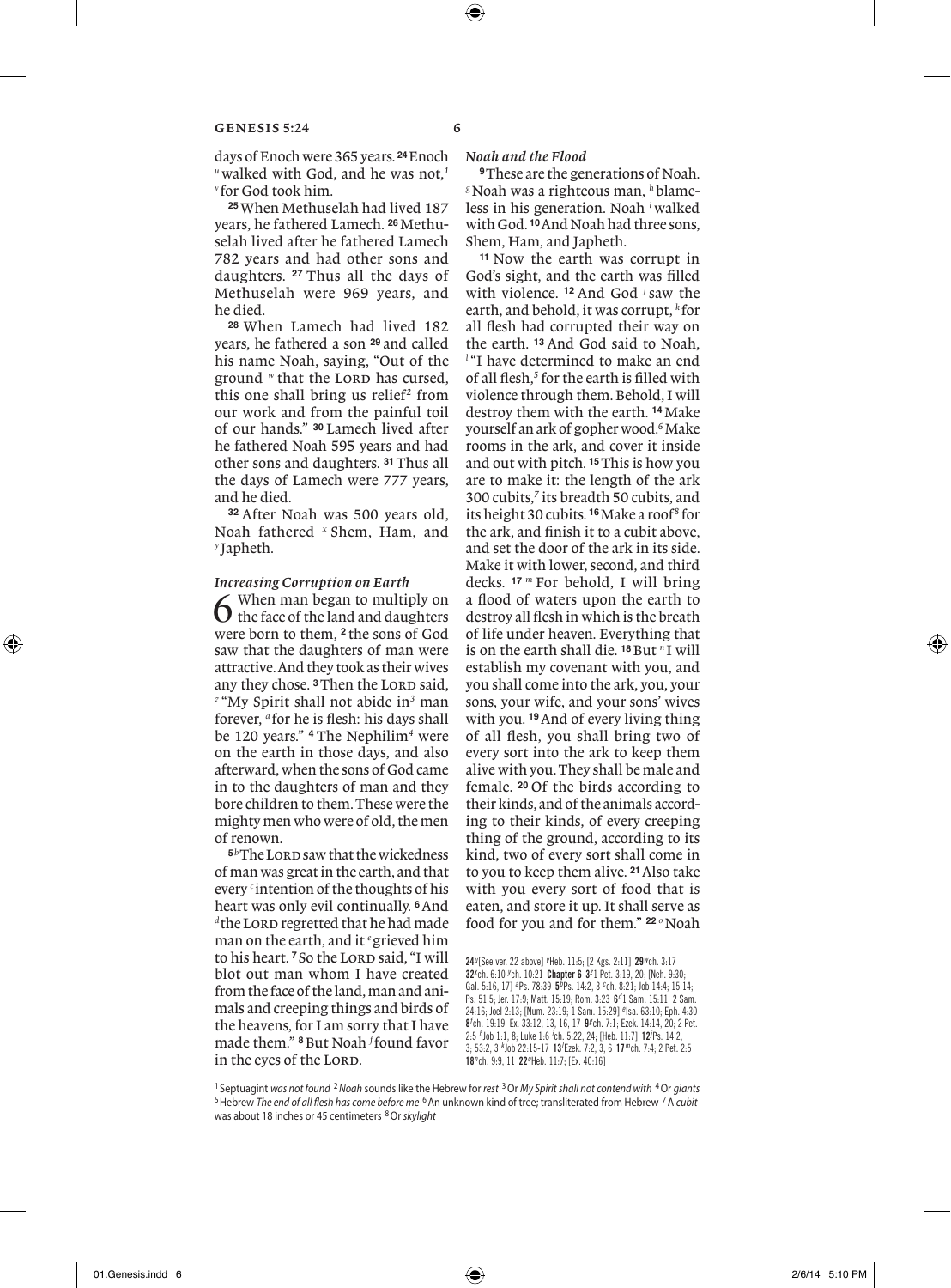days of Enoch were 365 years. **24** Enoch [u] walked with God, and he was not,[1] [v] for God took him.

**25** When Methuselah had lived 187 years, he fathered Lamech. **26** Methuselah lived after he fathered Lamech 782 years and had other sons and daughters. **27** Thus all the days of Methuselah were 969 years, and he died.

**28** When Lamech had lived 182 years, he fathered a son **29** and called his name Noah, saying, "Out of the ground [w] that the LORD has cursed, this one shall bring us relief[2] from our work and from the painful toil of our hands." **30** Lamech lived after he fathered Noah 595 years and had other sons and daughters. **31** Thus all the days of Lamech were 777 years, and he died.

**32** After Noah was 500 years old, Noah fathered [x] Shem, Ham, and [y] Japheth.

### *Increasing Corruption on Earth*

**6** When man began to multiply on the face of the land and daughters were born to them, **2** the sons of God saw that the daughters of man were attractive. And they took as their wives any they chose. **3** Then the LORD said, [z] "My Spirit shall not abide in[3] man forever, [a] for he is flesh: his days shall be 120 years." **4** The Nephilim[4] were on the earth in those days, and also afterward, when the sons of God came in to the daughters of man and they bore children to them. These were the mighty men who were of old, the men of renown.

**5** [b] The LORD saw that the wickedness of man was great in the earth, and that every [c] intention of the thoughts of his heart was only evil continually. **6** And [d] the LORD regretted that he had made man on the earth, and it [e] grieved him to his heart. **7** So the LORD said, "I will blot out man whom I have created from the face of the land, man and animals and creeping things and birds of the heavens, for I am sorry that I have made them." **8** But Noah [f] found favor in the eyes of the LORD.

### *Noah and the Flood*

**9** These are the generations of Noah. [g] Noah was a righteous man, [h] blameless in his generation. Noah [i] walked with God. **10** And Noah had three sons, Shem, Ham, and Japheth.

**11** Now the earth was corrupt in God's sight, and the earth was filled with violence. **12** And God [j] saw the earth, and behold, it was corrupt, [k] for all flesh had corrupted their way on the earth. **13** And God said to Noah, [l] "I have determined to make an end of all flesh,[5] for the earth is filled with violence through them. Behold, I will destroy them with the earth. **14** Make yourself an ark of gopher wood.[6] Make rooms in the ark, and cover it inside and out with pitch. **15** This is how you are to make it: the length of the ark 300 cubits,[7] its breadth 50 cubits, and its height 30 cubits. **16** Make a roof[8] for the ark, and finish it to a cubit above, and set the door of the ark in its side. Make it with lower, second, and third decks. **17** [m] For behold, I will bring a flood of waters upon the earth to destroy all flesh in which is the breath of life under heaven. Everything that is on the earth shall die. **18** But [n] I will establish my covenant with you, and you shall come into the ark, you, your sons, your wife, and your sons' wives with you. **19** And of every living thing of all flesh, you shall bring two of every sort into the ark to keep them alive with you. They shall be male and female. **20** Of the birds according to their kinds, and of the animals according to their kinds, of every creeping thing of the ground, according to its kind, two of every sort shall come in to you to keep them alive. **21** Also take with you every sort of food that is eaten, and store it up. It shall serve as food for you and for them." **22** [o] Noah

---

**24** [u][See ver. 22 above] [v]Heb. 11:5; [2 Kgs. 2:11] **29** [w]ch. 3:17 **32** [x]ch. 6:10 [y]ch. 10:21 **Chapter 6 3** [z]1 Pet. 3:19, 20; [Neh. 9:30; Gal. 5:16, 17] [a]Ps. 78:39 **5** [b]Ps. 14:2, 3 [c]ch. 8:21; Job 14:4; 15:14; Ps. 51:5; Jer. 17:9; Matt. 15:19; Rom. 3:23 **6** [d]1 Sam. 15:11; 2 Sam. 24:16; Joel 2:13; [Num. 23:19; 1 Sam. 15:29] [e]Isa. 63:10; Eph. 4:30 **8** [f]ch. 19:19; Ex. 33:12, 13, 16, 17 **9** [g]ch. 7:1; Ezek. 14:14, 20; 2 Pet. 2:5 [h]Job 1:1, 8; Luke 1:6 [i]ch. 5:22, 24; [Heb. 11:7] **12** [j]Ps. 14:2, 3; 53:2, 3 [k]Job 22:15-17 **13** [l]Ezek. 7:2, 3, 6 **17** [m]ch. 7:4; 2 Pet. 2:5 **18** [n]ch. 9:9, 11 **22** [o]Heb. 11:7; [Ex. 40:16]

[1] Septuagint *was not found* [2] *Noah* sounds like the Hebrew for *rest* [3] Or *My Spirit shall not contend with* [4] Or *giants* [5] Hebrew *The end of all flesh has come before me* [6] An unknown kind of tree; transliterated from Hebrew [7] A *cubit* was about 18 inches or 45 centimeters [8] Or *skylight*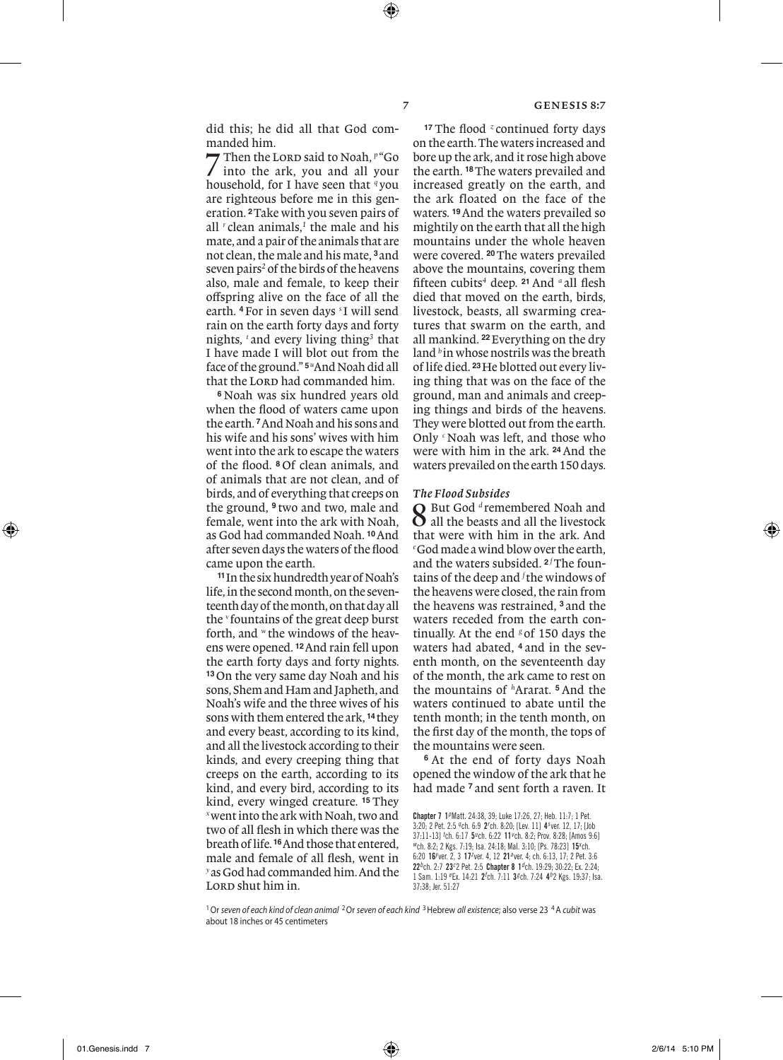did this; he did all that God commanded him.

7 Then the LORD said to Noah, [p]"Go into the ark, you and all your household, for I have seen that [q]you are righteous before me in this generation. **2** Take with you seven pairs of all [r]clean animals,[1] the male and his mate, and a pair of the animals that are not clean, the male and his mate, **3** and seven pairs[2] of the birds of the heavens also, male and female, to keep their offspring alive on the face of all the earth. **4** For in seven days [s]I will send rain on the earth forty days and forty nights, [t]and every living thing[3] that I have made I will blot out from the face of the ground." **5** [u]And Noah did all that the LORD had commanded him.

**6** Noah was six hundred years old when the flood of waters came upon the earth. **7** And Noah and his sons and his wife and his sons' wives with him went into the ark to escape the waters of the flood. **8** Of clean animals, and of animals that are not clean, and of birds, and of everything that creeps on the ground, **9** two and two, male and female, went into the ark with Noah, as God had commanded Noah. **10** And after seven days the waters of the flood came upon the earth.

**11** In the six hundredth year of Noah's life, in the second month, on the seventeenth day of the month, on that day all the [v]fountains of the great deep burst forth, and [w]the windows of the heavens were opened. **12** And rain fell upon the earth forty days and forty nights. **13** On the very same day Noah and his sons, Shem and Ham and Japheth, and Noah's wife and the three wives of his sons with them entered the ark, **14** they and every beast, according to its kind, and all the livestock according to their kinds, and every creeping thing that creeps on the earth, according to its kind, and every bird, according to its kind, every winged creature. **15** They [x]went into the ark with Noah, two and two of all flesh in which there was the breath of life. **16** And those that entered, male and female of all flesh, went in [y]as God had commanded him. And the LORD shut him in.

**17** The flood [z]continued forty days on the earth. The waters increased and bore up the ark, and it rose high above the earth. **18** The waters prevailed and increased greatly on the earth, and the ark floated on the face of the waters. **19** And the waters prevailed so mightily on the earth that all the high mountains under the whole heaven were covered. **20** The waters prevailed above the mountains, covering them fifteen cubits[4] deep. **21** And [a]all flesh died that moved on the earth, birds, livestock, beasts, all swarming creatures that swarm on the earth, and all mankind. **22** Everything on the dry land [b]in whose nostrils was the breath of life died. **23** He blotted out every living thing that was on the face of the ground, man and animals and creeping things and birds of the heavens. They were blotted out from the earth. Only [c]Noah was left, and those who were with him in the ark. **24** And the waters prevailed on the earth 150 days.

### *The Flood Subsides*

8 But God [d]remembered Noah and all the beasts and all the livestock that were with him in the ark. And [e]God made a wind blow over the earth, and the waters subsided. **2** [f]The fountains of the deep and [f]the windows of the heavens were closed, the rain from the heavens was restrained, **3** and the waters receded from the earth continually. At the end [g]of 150 days the waters had abated, **4** and in the seventh month, on the seventeenth day of the month, the ark came to rest on the mountains of [h]Ararat. **5** And the waters continued to abate until the tenth month; in the tenth month, on the first day of the month, the tops of the mountains were seen.

**6** At the end of forty days Noah opened the window of the ark that he had made **7** and sent forth a raven. It

**Chapter 7** **1** [p]Matt. 24:38, 39; Luke 17:26, 27; Heb. 11:7; 1 Pet. 3:20; 2 Pet. 2:5 [q]ch. 6:9 **2** [r]ch. 8:20; [Lev. 11] **4** [s]ver. 12, 17; [Job 37:11-13] [t]ch. 6:17 **5** [u]ch. 6:22 **11** [v]ch. 8:2; Prov. 8:28; [Amos 9:6] [w]ch. 8:2; 2 Kgs. 7:19; Isa. 24:18; Mal. 3:10; [Ps. 78:23] **15** [x]ch. 6:20 **16** [y]ver. 2, 3 **17** [z]ver. 4, 12 **21** [a]ver. 4; ch. 6:13, 17; 2 Pet. 3:6 **22** [b]ch. 2:7 **23** [c]2 Pet. 2:5 **Chapter 8** **1** [d]ch. 19:29; 30:22; Ex. 2:24; 1 Sam. 1:19 [e]Ex. 14:21 **2** [f]ch. 7:11 **3** [g]ch. 7:24 **4** [h]2 Kgs. 19:37; Isa. 37:38; Jer. 51:27

[1] Or *seven of each kind of clean animal* [2] Or *seven of each kind* [3] Hebrew *all existence*; also verse 23 [4] A *cubit* was about 18 inches or 45 centimeters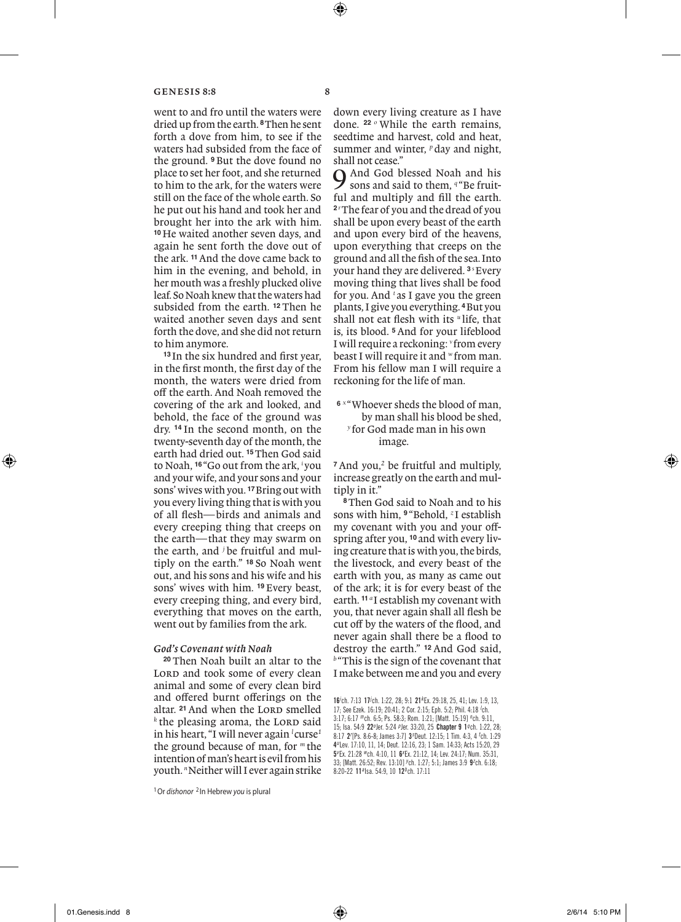went to and fro until the waters were dried up from the earth. **8** Then he sent forth a dove from him, to see if the waters had subsided from the face of the ground. **9** But the dove found no place to set her foot, and she returned to him to the ark, for the waters were still on the face of the whole earth. So he put out his hand and took her and brought her into the ark with him. **10** He waited another seven days, and again he sent forth the dove out of the ark. **11** And the dove came back to him in the evening, and behold, in her mouth was a freshly plucked olive leaf. So Noah knew that the waters had subsided from the earth. **12** Then he waited another seven days and sent forth the dove, and she did not return to him anymore.

**13** In the six hundred and first year, in the first month, the first day of the month, the waters were dried from off the earth. And Noah removed the covering of the ark and looked, and behold, the face of the ground was dry. **14** In the second month, on the twenty-seventh day of the month, the earth had dried out. **15** Then God said to Noah, **16** "Go out from the ark, [i] you and your wife, and your sons and your sons' wives with you. **17** Bring out with you every living thing that is with you of all flesh—birds and animals and every creeping thing that creeps on the earth—that they may swarm on the earth, and [j] be fruitful and multiply on the earth." **18** So Noah went out, and his sons and his wife and his sons' wives with him. **19** Every beast, every creeping thing, and every bird, everything that moves on the earth, went out by families from the ark.

### *God's Covenant with Noah*

**20** Then Noah built an altar to the LORD and took some of every clean animal and some of every clean bird and offered burnt offerings on the altar. **21** And when the LORD smelled [k] the pleasing aroma, the LORD said in his heart, "I will never again [l] curse[1] the ground because of man, for [m] the intention of man's heart is evil from his youth. [n] Neither will I ever again strike down every living creature as I have done. **22** [o] While the earth remains, seedtime and harvest, cold and heat, summer and winter, [p] day and night, shall not cease."

**9** And God blessed Noah and his sons and said to them, [q] "Be fruitful and multiply and fill the earth. **2** [r] The fear of you and the dread of you shall be upon every beast of the earth and upon every bird of the heavens, upon everything that creeps on the ground and all the fish of the sea. Into your hand they are delivered. **3** [s] Every moving thing that lives shall be food for you. And [t] as I gave you the green plants, I give you everything. **4** But you shall not eat flesh with its [u] life, that is, its blood. **5** And for your lifeblood I will require a reckoning: [v] from every beast I will require it and [w] from man. From his fellow man I will require a reckoning for the life of man.

> **6** [x] "Whoever sheds the blood of man,
> by man shall his blood be shed,
> [y] for God made man in his own image.

**7** And you,[2] be fruitful and multiply, increase greatly on the earth and multiply in it."

**8** Then God said to Noah and to his sons with him, **9** "Behold, [z] I establish my covenant with you and your offspring after you, **10** and with every living creature that is with you, the birds, the livestock, and every beast of the earth with you, as many as came out of the ark; it is for every beast of the earth. **11** [a] I establish my covenant with you, that never again shall all flesh be cut off by the waters of the flood, and never again shall there be a flood to destroy the earth." **12** And God said, [b] "This is the sign of the covenant that I make between me and you and every

**16** [i] ch. 7:13 **17** [j] ch. 1:22, 28; 9:1 **21** [k] Ex. 29:18, 25, 41; Lev. 1:9, 13, 17; See Ezek. 16:19; 20:41; 2 Cor. 2:15; Eph. 5:2; Phil. 4:18 [l] ch. 3:17; 6:17 [m] ch. 6:5; Ps. 58:3; Rom. 1:21; [Matt. 15:19] [n] ch. 9:11, 15; Isa. 54:9 **22** [o] Jer. 5:24 [p] Jer. 33:20, 25 **Chapter 9** **1** [q] ch. 1:22, 28; 8:17 **2** [r] [Ps. 8:6-8; James 3:7] **3** [s] Deut. 12:15; 1 Tim. 4:3, 4 [t] ch. 1:29 **4** [u] Lev. 17:10, 11, 14; Deut. 12:16, 23; 1 Sam. 14:33; Acts 15:20, 29 **5** [v] Ex. 21:28 [w] ch. 4:10, 11 **6** [x] Ex. 21:12, 14; Lev. 24:17; Num. 35:31, 33; [Matt. 26:52; Rev. 13:10] [y] ch. 1:27; 5:1; James 3:9 **9** [z] ch. 6:18; 8:20-22 **11** [a] Isa. 54:9, 10 **12** [b] ch. 17:11

[1] Or *dishonor* [2] In Hebrew *you* is plural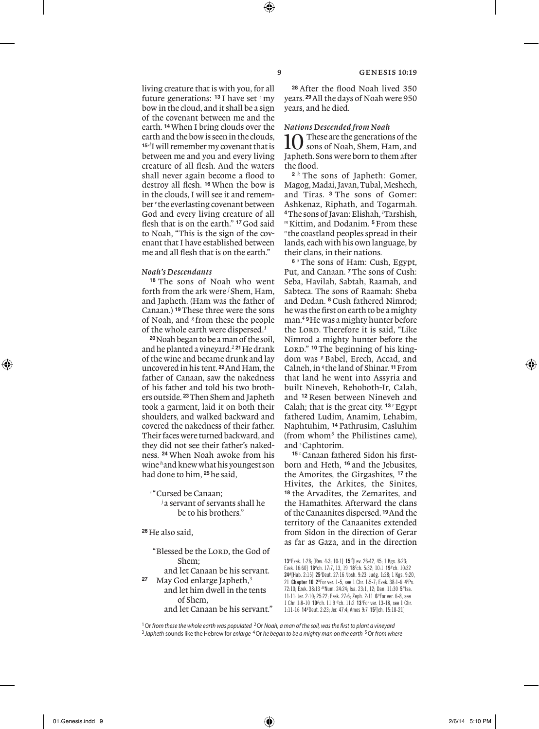living creature that is with you, for all future generations: **13** I have set [c] my bow in the cloud, and it shall be a sign of the covenant between me and the earth. **14** When I bring clouds over the earth and the bow is seen in the clouds, **15** [d] I will remember my covenant that is between me and you and every living creature of all flesh. And the waters shall never again become a flood to destroy all flesh. **16** When the bow is in the clouds, I will see it and remember [e] the everlasting covenant between God and every living creature of all flesh that is on the earth." **17** God said to Noah, "This is the sign of the covenant that I have established between me and all flesh that is on the earth."

### *Noah's Descendants*

**18** The sons of Noah who went forth from the ark were [f] Shem, Ham, and Japheth. (Ham was the father of Canaan.) **19** These three were the sons of Noah, and [g] from these the people of the whole earth were dispersed.[1]

**20** Noah began to be a man of the soil, and he planted a vineyard.[2] **21** He drank of the wine and became drunk and lay uncovered in his tent. **22** And Ham, the father of Canaan, saw the nakedness of his father and told his two brothers outside. **23** Then Shem and Japheth took a garment, laid it on both their shoulders, and walked backward and covered the nakedness of their father. Their faces were turned backward, and they did not see their father's nakedness. **24** When Noah awoke from his wine [h] and knew what his youngest son had done to him, **25** he said,

> [i] "Cursed be Canaan;
> [j] a servant of servants shall he be to his brothers."

**26** He also said,

> "Blessed be the LORD, the God of Shem;
> and let Canaan be his servant.
> **27** May God enlarge Japheth,[3]
> and let him dwell in the tents of Shem,
> and let Canaan be his servant."

**28** After the flood Noah lived 350 years. **29** All the days of Noah were 950 years, and he died.

### *Nations Descended from Noah*

**10** These are the generations of the sons of Noah, Shem, Ham, and Japheth. Sons were born to them after the flood.

**2** [k] The sons of Japheth: Gomer, Magog, Madai, Javan, Tubal, Meshech, and Tiras. **3** The sons of Gomer: Ashkenaz, Riphath, and Togarmah. **4** The sons of Javan: Elishah, [l] Tarshish, [m] Kittim, and Dodanim. **5** From these [n] the coastland peoples spread in their lands, each with his own language, by their clans, in their nations.

**6** [o] The sons of Ham: Cush, Egypt, Put, and Canaan. **7** The sons of Cush: Seba, Havilah, Sabtah, Raamah, and Sabteca. The sons of Raamah: Sheba and Dedan. **8** Cush fathered Nimrod; he was the first on earth to be a mighty man.[4] **9** He was a mighty hunter before the LORD. Therefore it is said, "Like Nimrod a mighty hunter before the LORD." **10** The beginning of his kingdom was [p] Babel, Erech, Accad, and Calneh, in [q] the land of Shinar. **11** From that land he went into Assyria and built Nineveh, Rehoboth-Ir, Calah, and **12** Resen between Nineveh and Calah; that is the great city. **13** [r] Egypt fathered Ludim, Anamim, Lehabim, Naphtuhim, **14** Pathrusim, Casluhim (from whom[5] the Philistines came), and [s] Caphtorim.

**15** [t] Canaan fathered Sidon his firstborn and Heth, **16** and the Jebusites, the Amorites, the Girgashites, **17** the Hivites, the Arkites, the Sinites, **18** the Arvadites, the Zemarites, and the Hamathites. Afterward the clans of the Canaanites dispersed. **19** And the territory of the Canaanites extended from Sidon in the direction of Gerar as far as Gaza, and in the direction

---

**13** [c] Ezek. 1:28; [Rev. 4:3; 10:1] **15** [d] [Lev. 26:42, 45; 1 Kgs. 8:23; Ezek. 16:60] **16** [e] ch. 17:7, 13, 19 **18** [f] ch. 5:32; 10:1 **19** [g] ch. 10:32 **24** [h] [Hab. 2:15] **25** [i] Deut. 27:16 [j] Josh. 9:23; Judg. 1:28; 1 Kgs. 9:20, 21 **Chapter 10** **2** [k] For ver. 1-5, see 1 Chr. 1:5-7; Ezek. 38:1-6 **4** [l] Ps. 72:10; Ezek. 38:13 [m] Num. 24:24; Isa. 23:1, 12; Dan. 11:30 **5** [n] Isa. 11:11; Jer. 2:10; 25:22; Ezek. 27:6; Zeph. 2:11 **6** [o] For ver. 6-8, see 1 Chr. 1:8-10 **10** [p] ch. 11:9 [q] ch. 11:2 **13** [r] For ver. 13-18, see 1 Chr. 1:11-16 **14** [s] Deut. 2:23; Jer. 47:4; Amos 9:7 **15** [t] [ch. 15:18-21]

[1] Or *from these the whole earth was populated* [2] Or *Noah, a man of the soil, was the first to plant a vineyard* [3] *Japheth* sounds like the Hebrew for *enlarge* [4] Or *he began to be a mighty man on the earth* [5] Or *from where*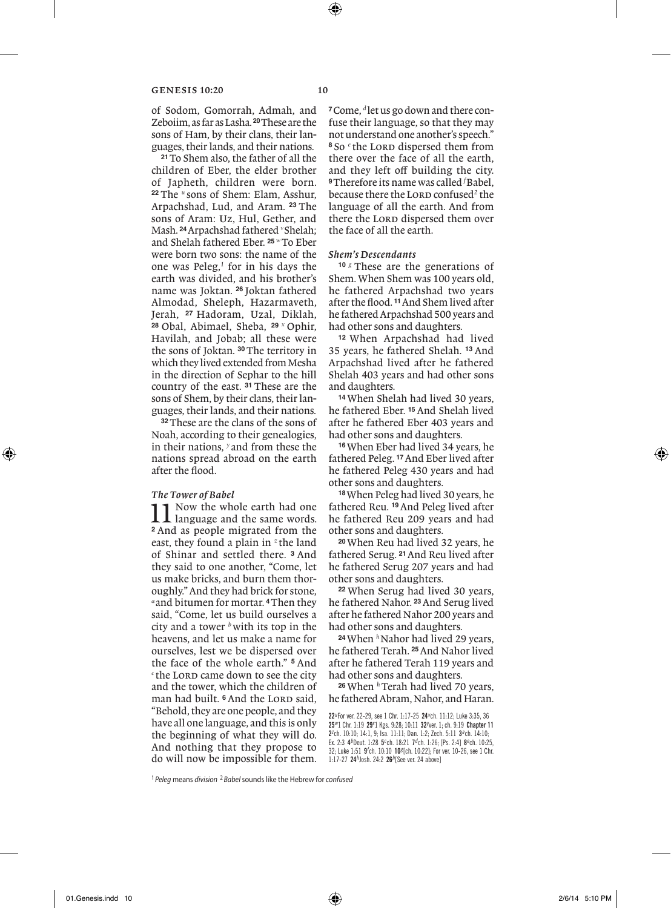of Sodom, Gomorrah, Admah, and Zeboiim, as far as Lasha. **20** These are the sons of Ham, by their clans, their languages, their lands, and their nations.

**21** To Shem also, the father of all the children of Eber, the elder brother of Japheth, children were born. **22** The [u] sons of Shem: Elam, Asshur, Arpachshad, Lud, and Aram. **23** The sons of Aram: Uz, Hul, Gether, and Mash. **24** Arpachshad fathered [v] Shelah; and Shelah fathered Eber. **25** [w] To Eber were born two sons: the name of the one was Peleg,[1] for in his days the earth was divided, and his brother's name was Joktan. **26** Joktan fathered Almodad, Sheleph, Hazarmaveth, Jerah, **27** Hadoram, Uzal, Diklah, **28** Obal, Abimael, Sheba, **29** [x] Ophir, Havilah, and Jobab; all these were the sons of Joktan. **30** The territory in which they lived extended from Mesha in the direction of Sephar to the hill country of the east. **31** These are the sons of Shem, by their clans, their languages, their lands, and their nations.

**32** These are the clans of the sons of Noah, according to their genealogies, in their nations, [y] and from these the nations spread abroad on the earth after the flood.

### *The Tower of Babel*

**11** Now the whole earth had one language and the same words. **2** And as people migrated from the east, they found a plain in [z] the land of Shinar and settled there. **3** And they said to one another, "Come, let us make bricks, and burn them thoroughly." And they had brick for stone, [a] and bitumen for mortar. **4** Then they said, "Come, let us build ourselves a city and a tower [b] with its top in the heavens, and let us make a name for ourselves, lest we be dispersed over the face of the whole earth." **5** And [c] the LORD came down to see the city and the tower, which the children of man had built. **6** And the LORD said, "Behold, they are one people, and they have all one language, and this is only the beginning of what they will do. And nothing that they propose to do will now be impossible for them. **7** Come, [d] let us go down and there confuse their language, so that they may not understand one another's speech." **8** So [e] the LORD dispersed them from there over the face of all the earth, and they left off building the city. **9** Therefore its name was called [f] Babel, because there the LORD confused[2] the language of all the earth. And from there the LORD dispersed them over the face of all the earth.

### *Shem's Descendants*

**10** [g] These are the generations of Shem. When Shem was 100 years old, he fathered Arpachshad two years after the flood. **11** And Shem lived after he fathered Arpachshad 500 years and had other sons and daughters.

**12** When Arpachshad had lived 35 years, he fathered Shelah. **13** And Arpachshad lived after he fathered Shelah 403 years and had other sons and daughters.

**14** When Shelah had lived 30 years, he fathered Eber. **15** And Shelah lived after he fathered Eber 403 years and had other sons and daughters.

**16** When Eber had lived 34 years, he fathered Peleg. **17** And Eber lived after he fathered Peleg 430 years and had other sons and daughters.

**18** When Peleg had lived 30 years, he fathered Reu. **19** And Peleg lived after he fathered Reu 209 years and had other sons and daughters.

**20** When Reu had lived 32 years, he fathered Serug. **21** And Reu lived after he fathered Serug 207 years and had other sons and daughters.

**22** When Serug had lived 30 years, he fathered Nahor. **23** And Serug lived after he fathered Nahor 200 years and had other sons and daughters.

**24** When [h] Nahor had lived 29 years, he fathered Terah. **25** And Nahor lived after he fathered Terah 119 years and had other sons and daughters.

**26** When [h] Terah had lived 70 years, he fathered Abram, Nahor, and Haran.

**22** [u] For ver. 22-29, see 1 Chr. 1:17-25 **24** [v] ch. 11:12; Luke 3:35, 36 **25** [w] 1 Chr. 1:19 **29** [x] 1 Kgs. 9:28; 10:11 **32** [y] ver. 1; ch. 9:19 **Chapter 11** **2** [z] ch. 10:10; 14:1, 9; Isa. 11:11; Dan. 1:2; Zech. 5:11 **3** [a] ch. 14:10; Ex. 2:3 **4** [b] Deut. 1:28 **5** [c] ch. 18:21 **7** [d] ch. 1:26; [Ps. 2:4] **8** [e] ch. 10:25, 32; Luke 1:51 **9** [f] ch. 10:10 **10** [g] [ch. 10:22]; For ver. 10-26, see 1 Chr. 1:17-27 **24** [h] Josh. 24:2 **26** [h] [See ver. 24 above]

[1] *Peleg* means *division* [2] *Babel* sounds like the Hebrew for *confused*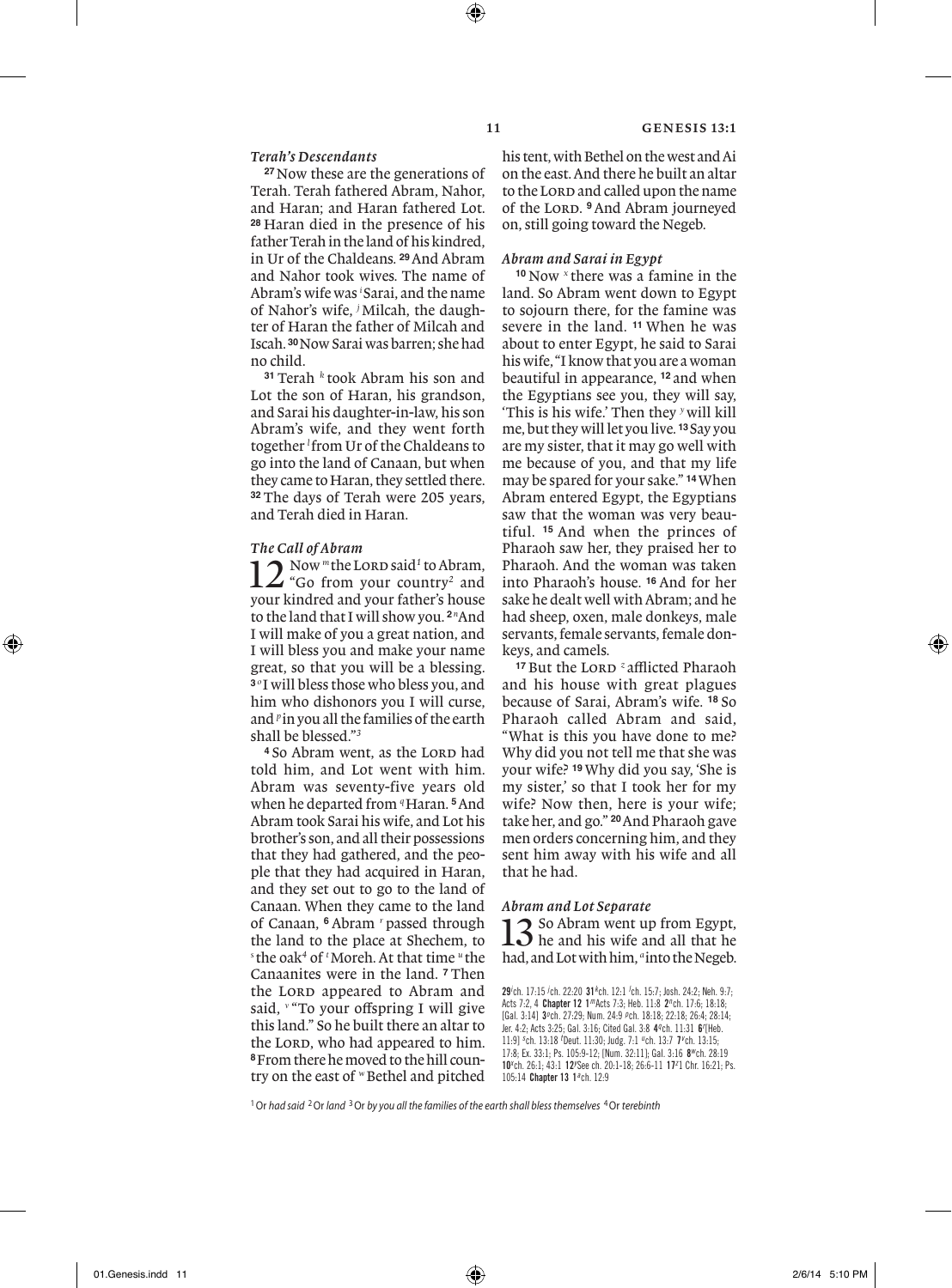### *Terah's Descendants*

[27] Now these are the generations of Terah. Terah fathered Abram, Nahor, and Haran; and Haran fathered Lot. [28] Haran died in the presence of his father Terah in the land of his kindred, in Ur of the Chaldeans. [29] And Abram and Nahor took wives. The name of Abram's wife was [i] Sarai, and the name of Nahor's wife, [j] Milcah, the daughter of Haran the father of Milcah and Iscah. [30] Now Sarai was barren; she had no child.

[31] Terah [k] took Abram his son and Lot the son of Haran, his grandson, and Sarai his daughter-in-law, his son Abram's wife, and they went forth together [l] from Ur of the Chaldeans to go into the land of Canaan, but when they came to Haran, they settled there. [32] The days of Terah were 205 years, and Terah died in Haran.

### *The Call of Abram*

**12** Now [m] the LORD said[1] to Abram, "Go from your country[2] and your kindred and your father's house to the land that I will show you. [2] [n] And I will make of you a great nation, and I will bless you and make your name great, so that you will be a blessing. [3] [o] I will bless those who bless you, and him who dishonors you I will curse, and [p] in you all the families of the earth shall be blessed."[3]

[4] So Abram went, as the LORD had told him, and Lot went with him. Abram was seventy-five years old when he departed from [q] Haran. [5] And Abram took Sarai his wife, and Lot his brother's son, and all their possessions that they had gathered, and the people that they had acquired in Haran, and they set out to go to the land of Canaan. When they came to the land of Canaan, [6] Abram [r] passed through the land to the place at Shechem, to [s] the oak[4] of [t] Moreh. At that time [u] the Canaanites were in the land. [7] Then the LORD appeared to Abram and said, [v] "To your offspring I will give this land." So he built there an altar to the LORD, who had appeared to him. [8] From there he moved to the hill country on the east of [w] Bethel and pitched his tent, with Bethel on the west and Ai on the east. And there he built an altar to the LORD and called upon the name of the LORD. [9] And Abram journeyed on, still going toward the Negeb.

### *Abram and Sarai in Egypt*

[10] Now [x] there was a famine in the land. So Abram went down to Egypt to sojourn there, for the famine was severe in the land. [11] When he was about to enter Egypt, he said to Sarai his wife, "I know that you are a woman beautiful in appearance, [12] and when the Egyptians see you, they will say, 'This is his wife.' Then they [y] will kill me, but they will let you live. [13] Say you are my sister, that it may go well with me because of you, and that my life may be spared for your sake." [14] When Abram entered Egypt, the Egyptians saw that the woman was very beautiful. [15] And when the princes of Pharaoh saw her, they praised her to Pharaoh. And the woman was taken into Pharaoh's house. [16] And for her sake he dealt well with Abram; and he had sheep, oxen, male donkeys, male servants, female servants, female donkeys, and camels.

[17] But the LORD [z] afflicted Pharaoh and his house with great plagues because of Sarai, Abram's wife. [18] So Pharaoh called Abram and said, "What is this you have done to me? Why did you not tell me that she was your wife? [19] Why did you say, 'She is my sister,' so that I took her for my wife? Now then, here is your wife; take her, and go." [20] And Pharaoh gave men orders concerning him, and they sent him away with his wife and all that he had.

### *Abram and Lot Separate*

**13** So Abram went up from Egypt, he and his wife and all that he had, and Lot with him, [a] into the Negeb.

**29** [i] ch. 17:15 [j] ch. 22:20 **31** [k] ch. 12:1 [l] ch. 15:7; Josh. 24:2; Neh. 9:7; Acts 7:2, 4 **Chapter 12** **1** [m] Acts 7:3; Heb. 11:8 **2** [n] ch. 17:6; 18:18; [Gal. 3:14] **3** [o] ch. 27:29; Num. 24:9 [p] ch. 18:18; 22:18; 26:4; 28:14; Jer. 4:2; Acts 3:25; Gal. 3:16; Cited Gal. 3:8 **4** [q] ch. 11:31 **6** [r] [Heb. 11:9] [s] ch. 13:18 [t] Deut. 11:30; Judg. 7:1 [u] ch. 13:7 **7** [v] ch. 13:15; 17:8; Ex. 33:1; Ps. 105:9-12; [Num. 32:11]; Gal. 3:16 **8** [w] ch. 28:19 **10** [x] ch. 26:1; 43:1 **12** [y] See ch. 20:1-18; 26:6-11 **17** [z] 1 Chr. 16:21; Ps. 105:14 **Chapter 13** **1** [a] ch. 12:9

[1] Or *had said* [2] Or *land* [3] Or *by you all the families of the earth shall bless themselves* [4] Or *terebinth*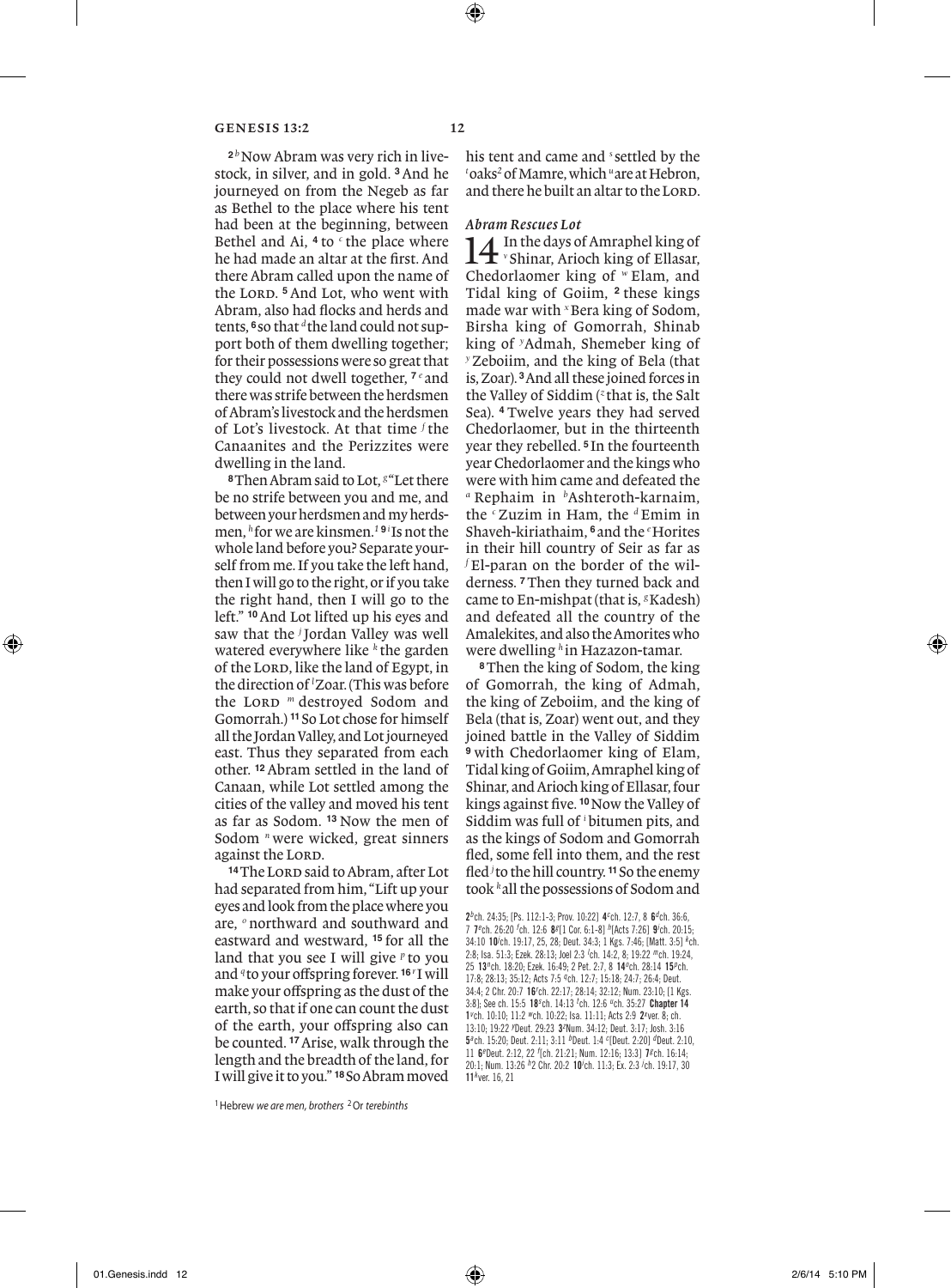[2] [b] Now Abram was very rich in livestock, in silver, and in gold. [3] And he journeyed on from the Negeb as far as Bethel to the place where his tent had been at the beginning, between Bethel and Ai, [4] to [c] the place where he had made an altar at the first. And there Abram called upon the name of the LORD. [5] And Lot, who went with Abram, also had flocks and herds and tents, [6] so that [d] the land could not support both of them dwelling together; for their possessions were so great that they could not dwell together, [7] [e] and there was strife between the herdsmen of Abram's livestock and the herdsmen of Lot's livestock. At that time [f] the Canaanites and the Perizzites were dwelling in the land.

[8] Then Abram said to Lot, [g] "Let there be no strife between you and me, and between your herdsmen and my herdsmen, [h] for we are kinsmen.[1] [9] [i] Is not the whole land before you? Separate yourself from me. If you take the left hand, then I will go to the right, or if you take the right hand, then I will go to the left." [10] And Lot lifted up his eyes and saw that the [j] Jordan Valley was well watered everywhere like [k] the garden of the LORD, like the land of Egypt, in the direction of [l] Zoar. (This was before the LORD [m] destroyed Sodom and Gomorrah.) [11] So Lot chose for himself all the Jordan Valley, and Lot journeyed east. Thus they separated from each other. [12] Abram settled in the land of Canaan, while Lot settled among the cities of the valley and moved his tent as far as Sodom. [13] Now the men of Sodom [n] were wicked, great sinners against the LORD.

[14] The LORD said to Abram, after Lot had separated from him, "Lift up your eyes and look from the place where you are, [o] northward and southward and eastward and westward, [15] for all the land that you see I will give [p] to you and [q] to your offspring forever. [16] [r] I will make your offspring as the dust of the earth, so that if one can count the dust of the earth, your offspring also can be counted. [17] Arise, walk through the length and the breadth of the land, for I will give it to you." [18] So Abram moved his tent and came and [s] settled by the [t] oaks[2] of Mamre, which [u] are at Hebron, and there he built an altar to the LORD.

### *Abram Rescues Lot*

**14** In the days of Amraphel king of [v] Shinar, Arioch king of Ellasar, Chedorlaomer king of [w] Elam, and Tidal king of Goiim, [2] these kings made war with [x] Bera king of Sodom, Birsha king of Gomorrah, Shinab king of [y] Admah, Shemeber king of [y] Zeboiim, and the king of Bela (that is, Zoar). [3] And all these joined forces in the Valley of Siddim ([z] that is, the Salt Sea). [4] Twelve years they had served Chedorlaomer, but in the thirteenth year they rebelled. [5] In the fourteenth year Chedorlaomer and the kings who were with him came and defeated the [a] Rephaim in [b] Ashteroth-karnaim, the [c] Zuzim in Ham, the [d] Emim in Shaveh-kiriathaim, [6] and the [e] Horites in their hill country of Seir as far as [f] El-paran on the border of the wilderness. [7] Then they turned back and came to En-mishpat (that is, [g] Kadesh) and defeated all the country of the Amalekites, and also the Amorites who were dwelling [h] in Hazazon-tamar.

[8] Then the king of Sodom, the king of Gomorrah, the king of Admah, the king of Zeboiim, and the king of Bela (that is, Zoar) went out, and they joined battle in the Valley of Siddim [9] with Chedorlaomer king of Elam, Tidal king of Goiim, Amraphel king of Shinar, and Arioch king of Ellasar, four kings against five. [10] Now the Valley of Siddim was full of [i] bitumen pits, and as the kings of Sodom and Gomorrah fled, some fell into them, and the rest fled [j] to the hill country. [11] So the enemy took [k] all the possessions of Sodom and

**2** [b]ch. 24:35; [Ps. 112:1-3; Prov. 10:22] **4** [c]ch. 12:7, 8 **6** [d]ch. 36:6, 7 **7** [e]ch. 26:20 [f]ch. 12:6 **8** [g][1 Cor. 6:1-8] [h][Acts 7:26] **9** [i]ch. 20:15; 34:10 **10** [j]ch. 19:17, 25, 28; Deut. 34:3; 1 Kgs. 7:46; [Matt. 3:5] [k]ch. 2:8; Isa. 51:3; Ezek. 28:13; Joel 2:3 [l]ch. 14:2, 8; 19:22 [m]ch. 19:24, 25 **13** [n]ch. 18:20; Ezek. 16:49; 2 Pet. 2:7, 8 **14** [o]ch. 28:14 **15** [p]ch. 17:8; 28:13; 35:12; Acts 7:5 [q]ch. 12:7; 15:18; 24:7; 26:4; Deut. 34:4; 2 Chr. 20:7 **16** [r]ch. 22:17; 28:14; 32:12; Num. 23:10; [1 Kgs. 3:8]; See ch. 15:5 **18** [s]ch. 14:13 [t]ch. 12:6 [u]ch. 35:27 **Chapter 14** **1** [v]ch. 10:10; 11:2 [w]ch. 10:22; Isa. 11:11; Acts 2:9 **2** [x]ver. 8; ch. 13:10; 19:22 [y]Deut. 29:23 **3** [z]Num. 34:12; Deut. 3:17; Josh. 3:16 **5** [a]ch. 15:20; Deut. 2:11; 3:11 [b]Deut. 1:4 [c][Deut. 2:20] [d]Deut. 2:10, 11 **6** [e]Deut. 2:12, 22 [f][ch. 21:21; Num. 12:16; 13:3] **7** [g]ch. 16:14; 20:1; Num. 13:26 [h]2 Chr. 20:2 **10** [i]ch. 11:3; Ex. 2:3 [j]ch. 19:17, 30 **11** [k]ver. 16, 21

[1] Hebrew *we are men, brothers* [2] Or *terebinths*